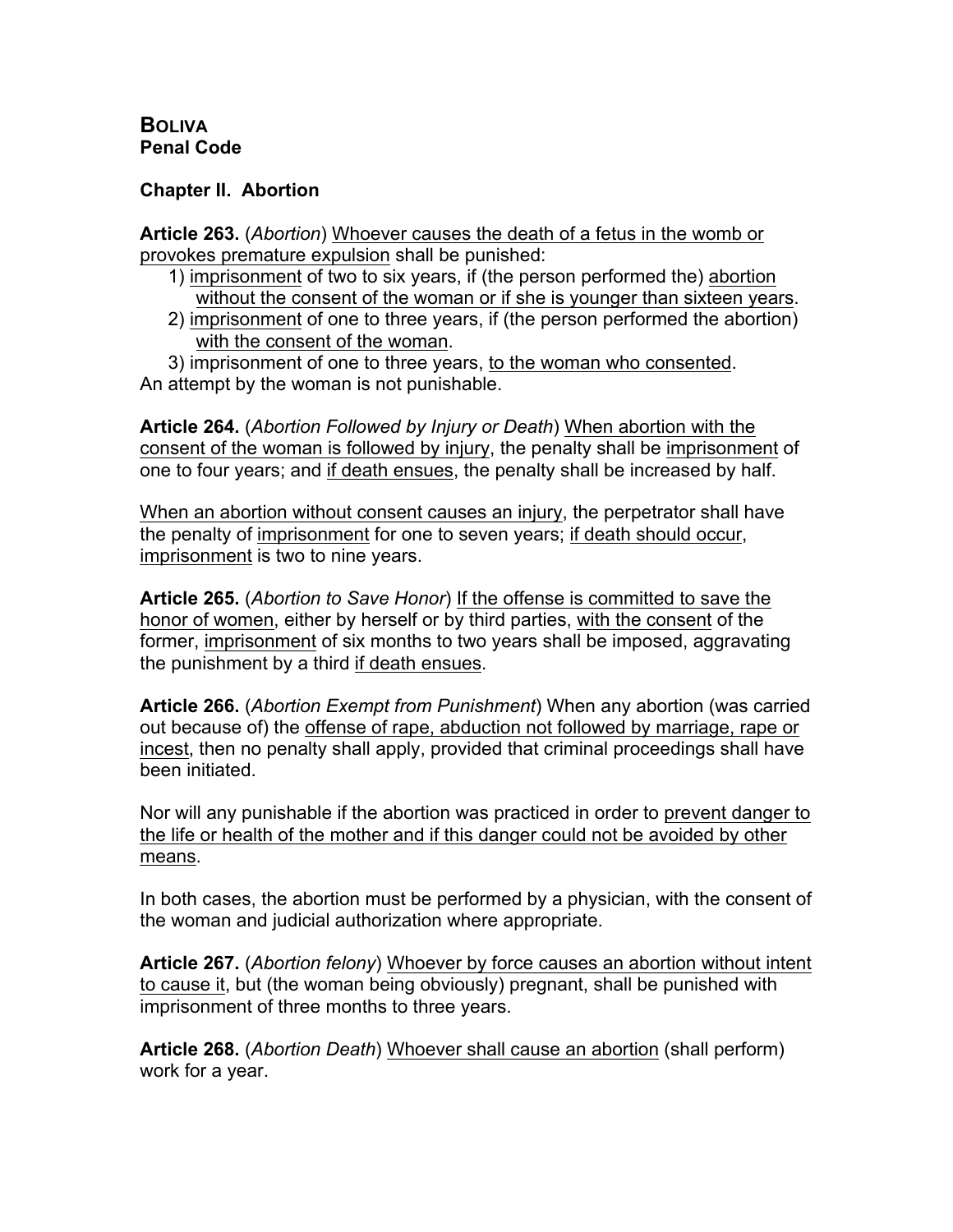**BOLIVA**
**Penal Code**

**Chapter II. Abortion**

**Article 263.** (*Abortion*) Whoever causes the death of a fetus in the womb or provokes premature expulsion shall be punished:

1) imprisonment of two to six years, if (the person performed the) abortion without the consent of the woman or if she is younger than sixteen years.
2) imprisonment of one to three years, if (the person performed the abortion) with the consent of the woman.
3) imprisonment of one to three years, to the woman who consented.

An attempt by the woman is not punishable.

**Article 264.** (*Abortion Followed by Injury or Death*) When abortion with the consent of the woman is followed by injury, the penalty shall be imprisonment of one to four years; and if death ensues, the penalty shall be increased by half.

When an abortion without consent causes an injury, the perpetrator shall have the penalty of imprisonment for one to seven years; if death should occur, imprisonment is two to nine years.

**Article 265.** (*Abortion to Save Honor*) If the offense is committed to save the honor of women, either by herself or by third parties, with the consent of the former, imprisonment of six months to two years shall be imposed, aggravating the punishment by a third if death ensues.

**Article 266.** (*Abortion Exempt from Punishment*) When any abortion (was carried out because of) the offense of rape, abduction not followed by marriage, rape or incest, then no penalty shall apply, provided that criminal proceedings shall have been initiated.

Nor will any punishable if the abortion was practiced in order to prevent danger to the life or health of the mother and if this danger could not be avoided by other means.

In both cases, the abortion must be performed by a physician, with the consent of the woman and judicial authorization where appropriate.

**Article 267.** (*Abortion felony*) Whoever by force causes an abortion without intent to cause it, but (the woman being obviously) pregnant, shall be punished with imprisonment of three months to three years.

**Article 268.** (*Abortion Death*) Whoever shall cause an abortion (shall perform) work for a year.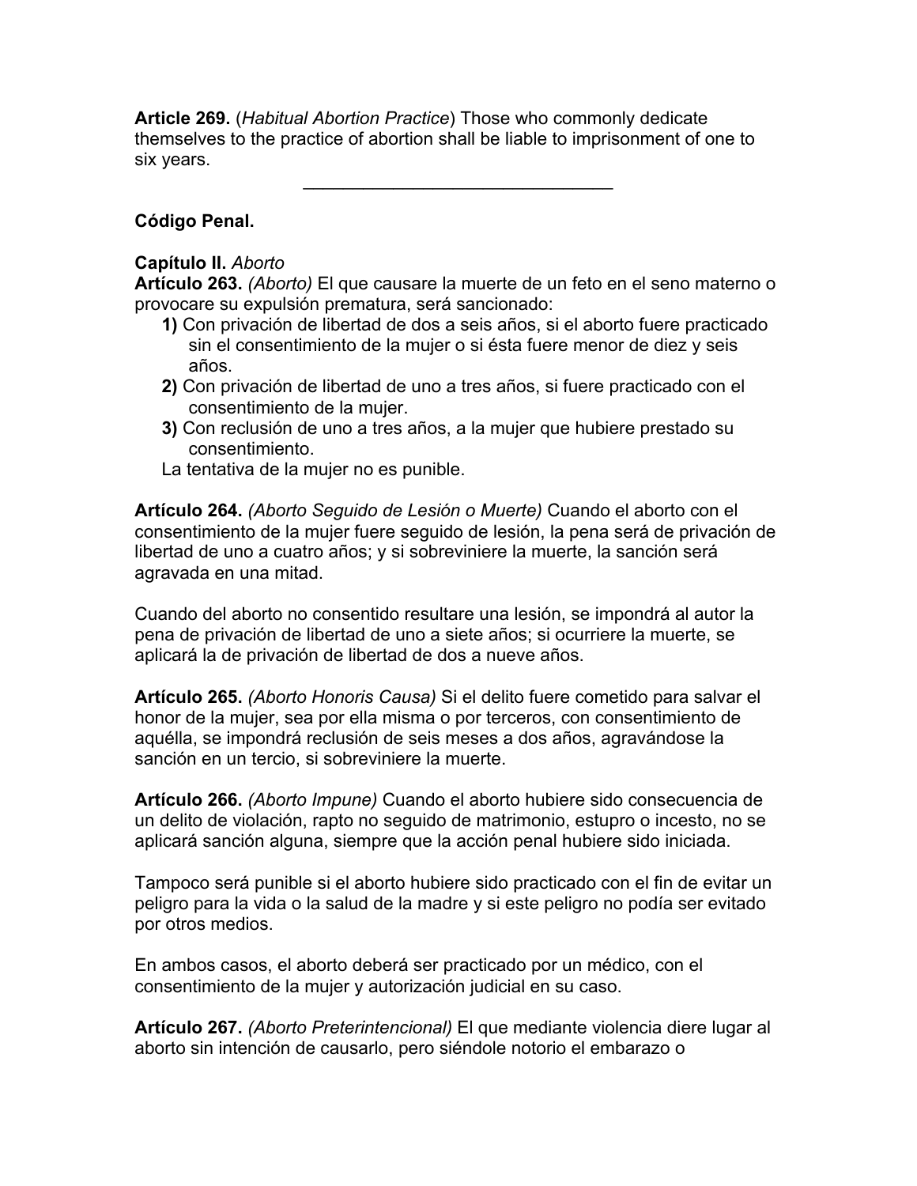**Article 269.** (*Habitual Abortion Practice*) Those who commonly dedicate themselves to the practice of abortion shall be liable to imprisonment of one to six years.

---

**Código Penal.**

**Capítulo II.** *Aborto*

**Artículo 263.** *(Aborto)* El que causare la muerte de un feto en el seno materno o provocare su expulsión prematura, será sancionado:

1. **1)** Con privación de libertad de dos a seis años, si el aborto fuere practicado sin el consentimiento de la mujer o si ésta fuere menor de diez y seis años.
2. **2)** Con privación de libertad de uno a tres años, si fuere practicado con el consentimiento de la mujer.
3. **3)** Con reclusión de uno a tres años, a la mujer que hubiere prestado su consentimiento.

La tentativa de la mujer no es punible.

**Artículo 264.** *(Aborto Seguido de Lesión o Muerte)* Cuando el aborto con el consentimiento de la mujer fuere seguido de lesión, la pena será de privación de libertad de uno a cuatro años; y si sobreviniere la muerte, la sanción será agravada en una mitad.

Cuando del aborto no consentido resultare una lesión, se impondrá al autor la pena de privación de libertad de uno a siete años; si ocurriere la muerte, se aplicará la de privación de libertad de dos a nueve años.

**Artículo 265.** *(Aborto Honoris Causa)* Si el delito fuere cometido para salvar el honor de la mujer, sea por ella misma o por terceros, con consentimiento de aquélla, se impondrá reclusión de seis meses a dos años, agravándose la sanción en un tercio, si sobreviniere la muerte.

**Artículo 266.** *(Aborto Impune)* Cuando el aborto hubiere sido consecuencia de un delito de violación, rapto no seguido de matrimonio, estupro o incesto, no se aplicará sanción alguna, siempre que la acción penal hubiere sido iniciada.

Tampoco será punible si el aborto hubiere sido practicado con el fin de evitar un peligro para la vida o la salud de la madre y si este peligro no podía ser evitado por otros medios.

En ambos casos, el aborto deberá ser practicado por un médico, con el consentimiento de la mujer y autorización judicial en su caso.

**Artículo 267.** *(Aborto Preterintencional)* El que mediante violencia diere lugar al aborto sin intención de causarlo, pero siéndole notorio el embarazo o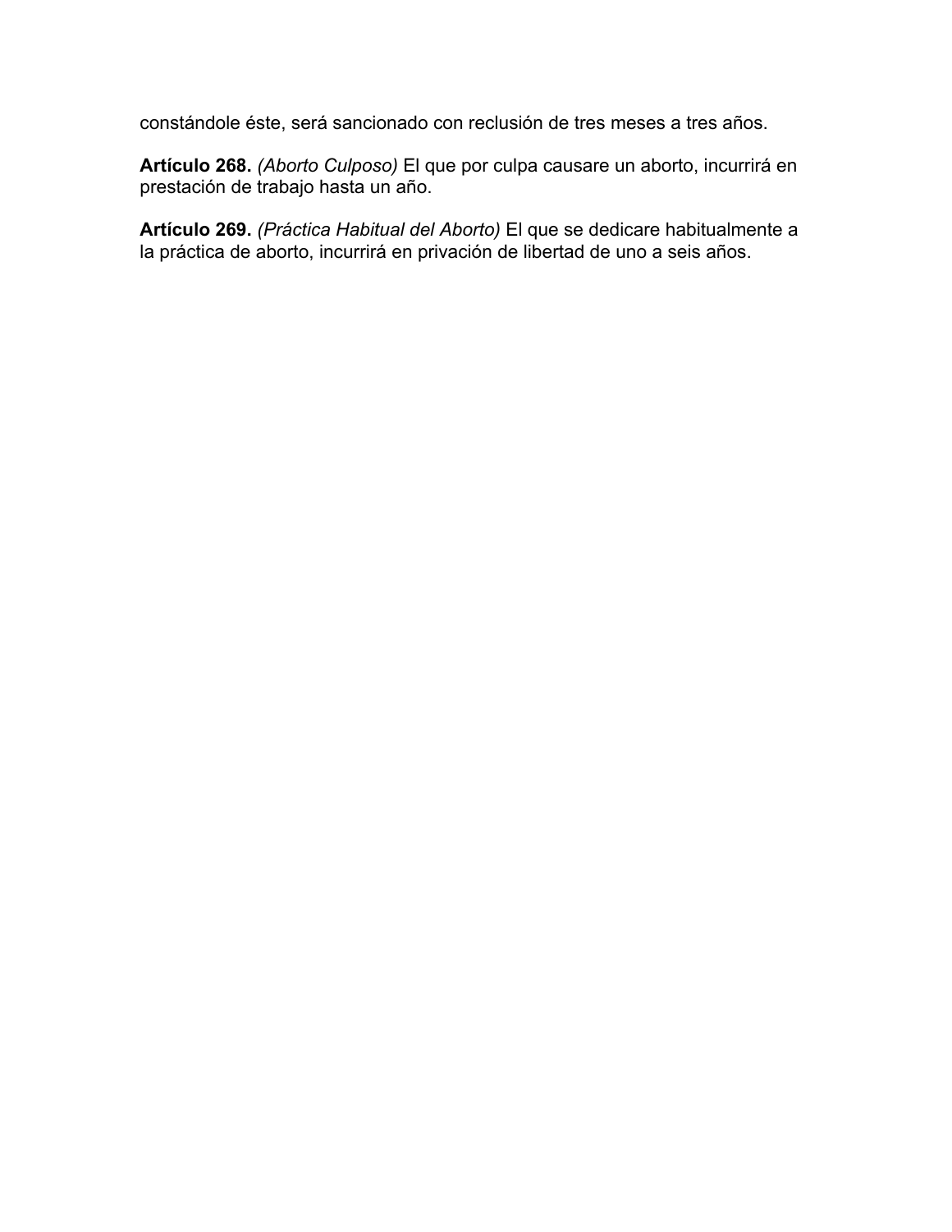constándole éste, será sancionado con reclusión de tres meses a tres años.

**Artículo 268.** *(Aborto Culposo)* El que por culpa causare un aborto, incurrirá en prestación de trabajo hasta un año.

**Artículo 269.** *(Práctica Habitual del Aborto)* El que se dedicare habitualmente a la práctica de aborto, incurrirá en privación de libertad de uno a seis años.